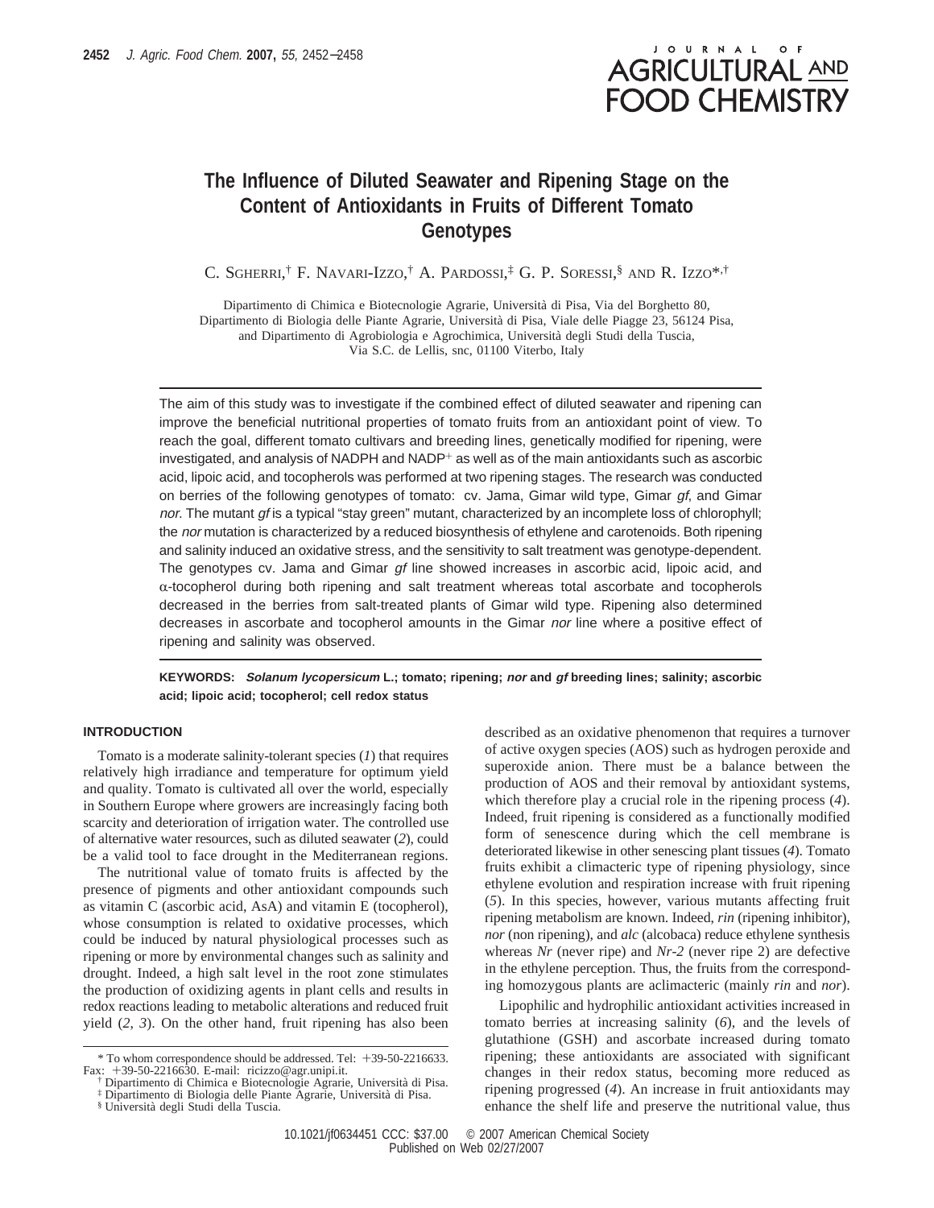# The Influence of Diluted Seawater and Ripening Stage on the Content of Antioxidants in Fruits of Different Tomato Genotypes

C. Sgherri,[†] F. Navari-Izzo,[†] A. Pardossi,[‡] G. P. Soressi,[§] and R. Izzo*[,†]

Dipartimento di Chimica e Biotecnologie Agrarie, Università di Pisa, Via del Borghetto 80, Dipartimento di Biologia delle Piante Agrarie, Università di Pisa, Viale delle Piagge 23, 56124 Pisa, and Dipartimento di Agrobiologia e Agrochimica, Università degli Studi della Tuscia, Via S.C. de Lellis, snc, 01100 Viterbo, Italy

The aim of this study was to investigate if the combined effect of diluted seawater and ripening can improve the beneficial nutritional properties of tomato fruits from an antioxidant point of view. To reach the goal, different tomato cultivars and breeding lines, genetically modified for ripening, were investigated, and analysis of NADPH and $NADP^+$ as well as of the main antioxidants such as ascorbic acid, lipoic acid, and tocopherols was performed at two ripening stages. The research was conducted on berries of the following genotypes of tomato: cv. Jama, Gimar wild type, Gimar *gf*, and Gimar *nor.* The mutant *gf* is a typical "stay green" mutant, characterized by an incomplete loss of chlorophyll; the *nor* mutation is characterized by a reduced biosynthesis of ethylene and carotenoids. Both ripening and salinity induced an oxidative stress, and the sensitivity to salt treatment was genotype-dependent. The genotypes cv. Jama and Gimar *gf* line showed increases in ascorbic acid, lipoic acid, and α-tocopherol during both ripening and salt treatment whereas total ascorbate and tocopherols decreased in the berries from salt-treated plants of Gimar wild type. Ripening also determined decreases in ascorbate and tocopherol amounts in the Gimar *nor* line where a positive effect of ripening and salinity was observed.

**KEYWORDS:** ***Solanum lycopersicum* L.; tomato; ripening; *nor* and *gf* breeding lines; salinity; ascorbic acid; lipoic acid; tocopherol; cell redox status**

## INTRODUCTION

Tomato is a moderate salinity-tolerant species (*1*) that requires relatively high irradiance and temperature for optimum yield and quality. Tomato is cultivated all over the world, especially in Southern Europe where growers are increasingly facing both scarcity and deterioration of irrigation water. The controlled use of alternative water resources, such as diluted seawater (*2*), could be a valid tool to face drought in the Mediterranean regions.

The nutritional value of tomato fruits is affected by the presence of pigments and other antioxidant compounds such as vitamin C (ascorbic acid, AsA) and vitamin E (tocopherol), whose consumption is related to oxidative processes, which could be induced by natural physiological processes such as ripening or more by environmental changes such as salinity and drought. Indeed, a high salt level in the root zone stimulates the production of oxidizing agents in plant cells and results in redox reactions leading to metabolic alterations and reduced fruit yield (*2*, *3*). On the other hand, fruit ripening has also been described as an oxidative phenomenon that requires a turnover of active oxygen species (AOS) such as hydrogen peroxide and superoxide anion. There must be a balance between the production of AOS and their removal by antioxidant systems, which therefore play a crucial role in the ripening process (*4*). Indeed, fruit ripening is considered as a functionally modified form of senescence during which the cell membrane is deteriorated likewise in other senescing plant tissues (*4*). Tomato fruits exhibit a climacteric type of ripening physiology, since ethylene evolution and respiration increase with fruit ripening (*5*). In this species, however, various mutants affecting fruit ripening metabolism are known. Indeed, *rin* (ripening inhibitor), *nor* (non ripening), and *alc* (alcobaca) reduce ethylene synthesis whereas *Nr* (never ripe) and *Nr-2* (never ripe 2) are defective in the ethylene perception. Thus, the fruits from the corresponding homozygous plants are aclimacteric (mainly *rin* and *nor*).

Lipophilic and hydrophilic antioxidant activities increased in tomato berries at increasing salinity (*6*), and the levels of glutathione (GSH) and ascorbate increased during tomato ripening; these antioxidants are associated with significant changes in their redox status, becoming more reduced as ripening progressed (*4*). An increase in fruit antioxidants may enhance the shelf life and preserve the nutritional value, thus

\* To whom correspondence should be addressed. Tel: +39-50-2216633. Fax: +39-50-2216630. E-mail: ricizzo@agr.unipi.it.

[†] Dipartimento di Chimica e Biotecnologie Agrarie, Università di Pisa.

[‡] Dipartimento di Biologia delle Piante Agrarie, Università di Pisa.

[§] Università degli Studi della Tuscia.

10.1021/jf0634451 CCC: $37.00 © 2007 American Chemical Society
Published on Web 02/27/2007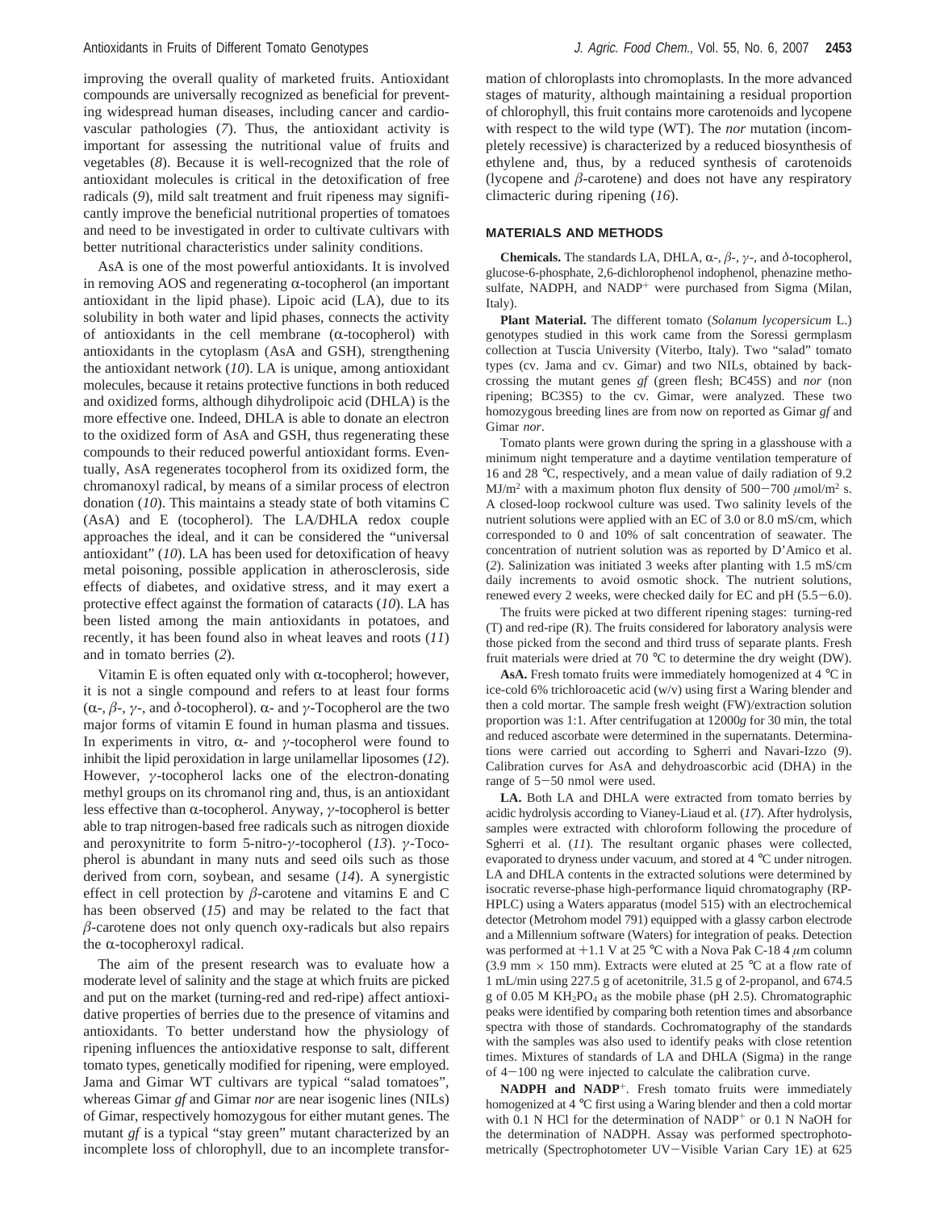improving the overall quality of marketed fruits. Antioxidant compounds are universally recognized as beneficial for preventing widespread human diseases, including cancer and cardiovascular pathologies (*7*). Thus, the antioxidant activity is important for assessing the nutritional value of fruits and vegetables (*8*). Because it is well-recognized that the role of antioxidant molecules is critical in the detoxification of free radicals (*9*), mild salt treatment and fruit ripeness may significantly improve the beneficial nutritional properties of tomatoes and need to be investigated in order to cultivate cultivars with better nutritional characteristics under salinity conditions.

AsA is one of the most powerful antioxidants. It is involved in removing AOS and regenerating α-tocopherol (an important antioxidant in the lipid phase). Lipoic acid (LA), due to its solubility in both water and lipid phases, connects the activity of antioxidants in the cell membrane (α-tocopherol) with antioxidants in the cytoplasm (AsA and GSH), strengthening the antioxidant network (*10*). LA is unique, among antioxidant molecules, because it retains protective functions in both reduced and oxidized forms, although dihydrolipoic acid (DHLA) is the more effective one. Indeed, DHLA is able to donate an electron to the oxidized form of AsA and GSH, thus regenerating these compounds to their reduced powerful antioxidant forms. Eventually, AsA regenerates tocopherol from its oxidized form, the chromanoxyl radical, by means of a similar process of electron donation (*10*). This maintains a steady state of both vitamins C (AsA) and E (tocopherol). The LA/DHLA redox couple approaches the ideal, and it can be considered the "universal antioxidant" (*10*). LA has been used for detoxification of heavy metal poisoning, possible application in atherosclerosis, side effects of diabetes, and oxidative stress, and it may exert a protective effect against the formation of cataracts (*10*). LA has been listed among the main antioxidants in potatoes, and recently, it has been found also in wheat leaves and roots (*11*) and in tomato berries (*2*).

Vitamin E is often equated only with α-tocopherol; however, it is not a single compound and refers to at least four forms (α-, β-, γ-, and δ-tocopherol). α- and γ-Tocopherol are the two major forms of vitamin E found in human plasma and tissues. In experiments in vitro, α- and γ-tocopherol were found to inhibit the lipid peroxidation in large unilamellar liposomes (*12*). However, γ-tocopherol lacks one of the electron-donating methyl groups on its chromanol ring and, thus, is an antioxidant less effective than α-tocopherol. Anyway, γ-tocopherol is better able to trap nitrogen-based free radicals such as nitrogen dioxide and peroxynitrite to form 5-nitro-γ-tocopherol (*13*). γ-Tocopherol is abundant in many nuts and seed oils such as those derived from corn, soybean, and sesame (*14*). A synergistic effect in cell protection by β-carotene and vitamins E and C has been observed (*15*) and may be related to the fact that β-carotene does not only quench oxy-radicals but also repairs the α-tocopheroxyl radical.

The aim of the present research was to evaluate how a moderate level of salinity and the stage at which fruits are picked and put on the market (turning-red and red-ripe) affect antioxidative properties of berries due to the presence of vitamins and antioxidants. To better understand how the physiology of ripening influences the antioxidative response to salt, different tomato types, genetically modified for ripening, were employed. Jama and Gimar WT cultivars are typical "salad tomatoes", whereas Gimar *gf* and Gimar *nor* are near isogenic lines (NILs) of Gimar, respectively homozygous for either mutant genes. The mutant *gf* is a typical "stay green" mutant characterized by an incomplete loss of chlorophyll, due to an incomplete transformation of chloroplasts into chromoplasts. In the more advanced stages of maturity, although maintaining a residual proportion of chlorophyll, this fruit contains more carotenoids and lycopene with respect to the wild type (WT). The *nor* mutation (incompletely recessive) is characterized by a reduced biosynthesis of ethylene and, thus, by a reduced synthesis of carotenoids (lycopene and β-carotene) and does not have any respiratory climacteric during ripening (*16*).

## MATERIALS AND METHODS

**Chemicals.** The standards LA, DHLA, α-, β-, γ-, and δ-tocopherol, glucose-6-phosphate, 2,6-dichlorophenol indophenol, phenazine methosulfate, NADPH, and $NADP^+$ were purchased from Sigma (Milan, Italy).

**Plant Material.** The different tomato (*Solanum lycopersicum* L.) genotypes studied in this work came from the Soressi germplasm collection at Tuscia University (Viterbo, Italy). Two "salad" tomato types (cv. Jama and cv. Gimar) and two NILs, obtained by backcrossing the mutant genes *gf* (green flesh; BC45S) and *nor* (non ripening; BC3S5) to the cv. Gimar, were analyzed. These two homozygous breeding lines are from now on reported as Gimar *gf* and Gimar *nor*.

Tomato plants were grown during the spring in a glasshouse with a minimum night temperature and a daytime ventilation temperature of 16 and 28 °C, respectively, and a mean value of daily radiation of 9.2 $MJ/m^2$ with a maximum photon flux density of 500−700 $\mu mol/m^2$ s. A closed-loop rockwool culture was used. Two salinity levels of the nutrient solutions were applied with an EC of 3.0 or 8.0 mS/cm, which corresponded to 0 and 10% of salt concentration of seawater. The concentration of nutrient solution was as reported by D'Amico et al. (*2*). Salinization was initiated 3 weeks after planting with 1.5 mS/cm daily increments to avoid osmotic shock. The nutrient solutions, renewed every 2 weeks, were checked daily for EC and pH (5.5−6.0).

The fruits were picked at two different ripening stages: turning-red (T) and red-ripe (R). The fruits considered for laboratory analysis were those picked from the second and third truss of separate plants. Fresh fruit materials were dried at 70 °C to determine the dry weight (DW).

**AsA.** Fresh tomato fruits were immediately homogenized at 4 °C in ice-cold 6% trichloroacetic acid (w/v) using first a Waring blender and then a cold mortar. The sample fresh weight (FW)/extraction solution proportion was 1:1. After centrifugation at 12000*g* for 30 min, the total and reduced ascorbate were determined in the supernatants. Determinations were carried out according to Sgherri and Navari-Izzo (*9*). Calibration curves for AsA and dehydroascorbic acid (DHA) in the range of 5−50 nmol were used.

**LA.** Both LA and DHLA were extracted from tomato berries by acidic hydrolysis according to Vianey-Liaud et al. (*17*). After hydrolysis, samples were extracted with chloroform following the procedure of Sgherri et al. (*11*). The resultant organic phases were collected, evaporated to dryness under vacuum, and stored at 4 °C under nitrogen. LA and DHLA contents in the extracted solutions were determined by isocratic reverse-phase high-performance liquid chromatography (RP-HPLC) using a Waters apparatus (model 515) with an electrochemical detector (Metrohom model 791) equipped with a glassy carbon electrode and a Millennium software (Waters) for integration of peaks. Detection was performed at +1.1 V at 25 °C with a Nova Pak C-18 4 μm column (3.9 mm × 150 mm). Extracts were eluted at 25 °C at a flow rate of 1 mL/min using 227.5 g of acetonitrile, 31.5 g of 2-propanol, and 674.5 g of 0.05 M $KH_2PO_4$ as the mobile phase (pH 2.5). Chromatographic peaks were identified by comparing both retention times and absorbance spectra with those of standards. Cochromatography of the standards with the samples was also used to identify peaks with close retention times. Mixtures of standards of LA and DHLA (Sigma) in the range of 4−100 ng were injected to calculate the calibration curve.

**NADPH and $NADP^+$.** Fresh tomato fruits were immediately homogenized at 4 °C first using a Waring blender and then a cold mortar with 0.1 N HCl for the determination of $NADP^+$ or 0.1 N NaOH for the determination of NADPH. Assay was performed spectrophotometrically (Spectrophotometer UV−Visible Varian Cary 1E) at 625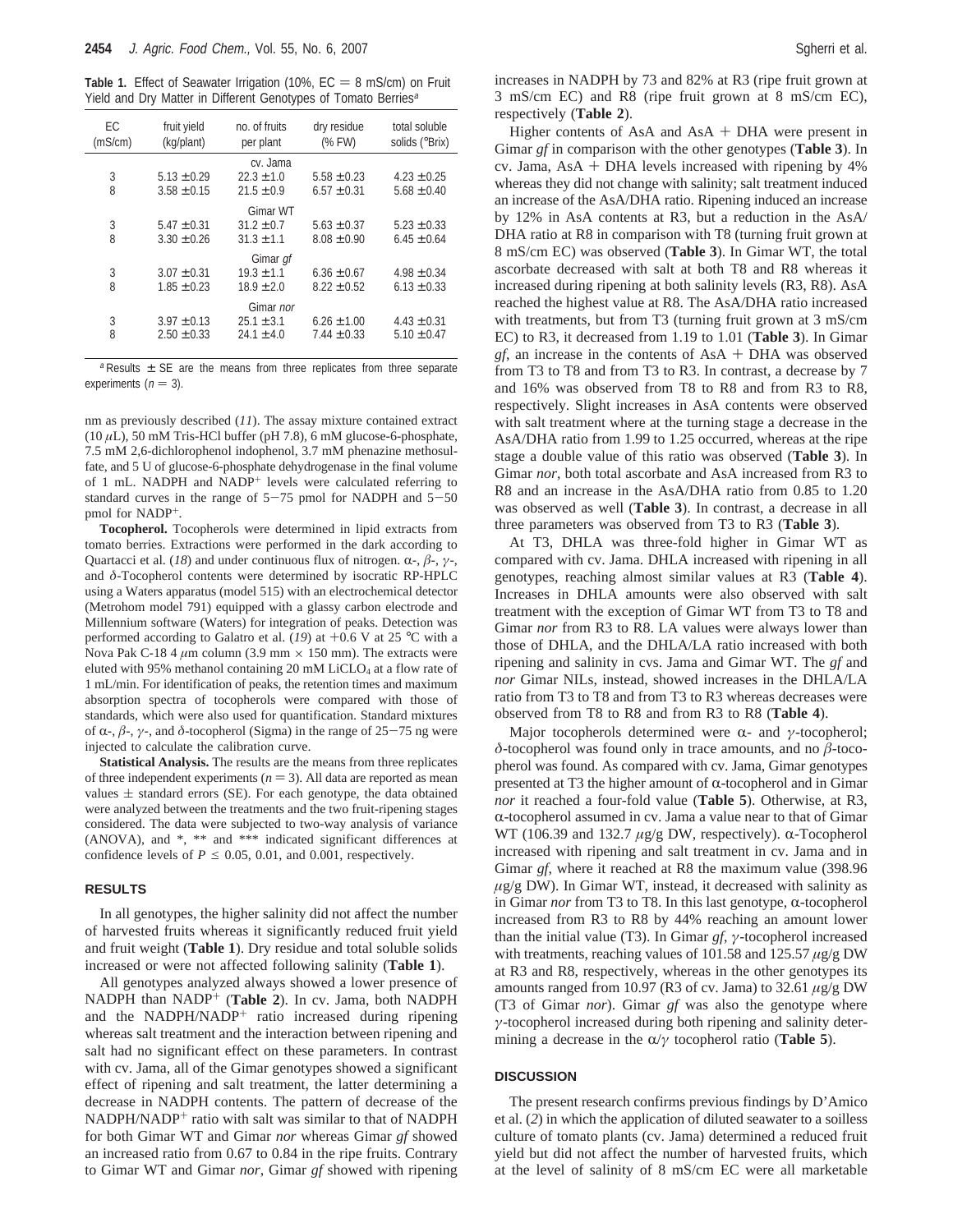**Table 1.** Effect of Seawater Irrigation (10%, EC = 8 mS/cm) on Fruit Yield and Dry Matter in Different Genotypes of Tomato Berries[a]

| EC (mS/cm) | fruit yield (kg/plant) | no. of fruits per plant | dry residue (% FW) | total soluble solids (°Brix) |
|---|---|---|---|---|
| | | cv. Jama | | |
| 3 | 5.13 ± 0.29 | 22.3 ± 1.0 | 5.58 ± 0.23 | 4.23 ± 0.25 |
| 8 | 3.58 ± 0.15 | 21.5 ± 0.9 | 6.57 ± 0.31 | 5.68 ± 0.40 |
| | | Gimar WT | | |
| 3 | 5.47 ± 0.31 | 31.2 ± 0.7 | 5.63 ± 0.37 | 5.23 ± 0.33 |
| 8 | 3.30 ± 0.26 | 31.3 ± 1.1 | 8.08 ± 0.90 | 6.45 ± 0.64 |
| | | Gimar *gf* | | |
| 3 | 3.07 ± 0.31 | 19.3 ± 1.1 | 6.36 ± 0.67 | 4.98 ± 0.34 |
| 8 | 1.85 ± 0.23 | 18.9 ± 2.0 | 8.22 ± 0.52 | 6.13 ± 0.33 |
| | | Gimar *nor* | | |
| 3 | 3.97 ± 0.13 | 25.1 ± 3.1 | 6.26 ± 1.00 | 4.43 ± 0.31 |
| 8 | 2.50 ± 0.33 | 24.1 ± 4.0 | 7.44 ± 0.33 | 5.10 ± 0.47 |

[a] Results ± SE are the means from three replicates from three separate experiments ($n = 3$).

nm as previously described (*11*). The assay mixture contained extract (10 $\mu$L), 50 mM Tris-HCl buffer (pH 7.8), 6 mM glucose-6-phosphate, 7.5 mM 2,6-dichlorophenol indophenol, 3.7 mM phenazine methosulfate, and 5 U of glucose-6-phosphate dehydrogenase in the final volume of 1 mL. NADPH and $NADP^+$ levels were calculated referring to standard curves in the range of 5−75 pmol for NADPH and 5−50 pmol for $NADP^+$.

**Tocopherol.** Tocopherols were determined in lipid extracts from tomato berries. Extractions were performed in the dark according to Quartacci et al. (*18*) and under continuous flux of nitrogen. α-, β-, γ-, and δ-Tocopherol contents were determined by isocratic RP-HPLC using a Waters apparatus (model 515) with an electrochemical detector (Metrohom model 791) equipped with a glassy carbon electrode and Millennium software (Waters) for integration of peaks. Detection was performed according to Galatro et al. (*19*) at +0.6 V at 25 °C with a Nova Pak C-18 4 $\mu$m column (3.9 mm × 150 mm). The extracts were eluted with 95% methanol containing 20 mM $LiClO_4$ at a flow rate of 1 mL/min. For identification of peaks, the retention times and maximum absorption spectra of tocopherols were compared with those of standards, which were also used for quantification. Standard mixtures of α-, β-, γ-, and δ-tocopherol (Sigma) in the range of 25−75 ng were injected to calculate the calibration curve.

**Statistical Analysis.** The results are the means from three replicates of three independent experiments ($n = 3$). All data are reported as mean values ± standard errors (SE). For each genotype, the data obtained were analyzed between the treatments and the two fruit-ripening stages considered. The data were subjected to two-way analysis of variance (ANOVA), and *, ** and *** indicated significant differences at confidence levels of $P \leq 0.05$, 0.01, and 0.001, respectively.

## RESULTS

In all genotypes, the higher salinity did not affect the number of harvested fruits whereas it significantly reduced fruit yield and fruit weight (**Table 1**). Dry residue and total soluble solids increased or were not affected following salinity (**Table 1**).

All genotypes analyzed always showed a lower presence of NADPH than $NADP^+$ (**Table 2**). In cv. Jama, both NADPH and the NADPH/$NADP^+$ ratio increased during ripening whereas salt treatment and the interaction between ripening and salt had no significant effect on these parameters. In contrast with cv. Jama, all of the Gimar genotypes showed a significant effect of ripening and salt treatment, the latter determining a decrease in NADPH contents. The pattern of decrease of the NADPH/$NADP^+$ ratio with salt was similar to that of NADPH for both Gimar WT and Gimar *nor* whereas Gimar *gf* showed an increased ratio from 0.67 to 0.84 in the ripe fruits. Contrary to Gimar WT and Gimar *nor*, Gimar *gf* showed with ripening increases in NADPH by 73 and 82% at R3 (ripe fruit grown at 3 mS/cm EC) and R8 (ripe fruit grown at 8 mS/cm EC), respectively (**Table 2**).

Higher contents of AsA and AsA + DHA were present in Gimar *gf* in comparison with the other genotypes (**Table 3**). In cv. Jama, AsA + DHA levels increased with ripening by 4% whereas they did not change with salinity; salt treatment induced an increase of the AsA/DHA ratio. Ripening induced an increase by 12% in AsA contents at R3, but a reduction in the AsA/DHA ratio at R8 in comparison with T8 (turning fruit grown at 8 mS/cm EC) was observed (**Table 3**). In Gimar WT, the total ascorbate decreased with salt at both T8 and R8 whereas it increased during ripening at both salinity levels (R3, R8). AsA reached the highest value at R8. The AsA/DHA ratio increased with treatments, but from T3 (turning fruit grown at 3 mS/cm EC) to R3, it decreased from 1.19 to 1.01 (**Table 3**). In Gimar *gf*, an increase in the contents of AsA + DHA was observed from T3 to T8 and from T3 to R3. In contrast, a decrease by 7 and 16% was observed from T8 to R8 and from R3 to R8, respectively. Slight increases in AsA contents were observed with salt treatment where at the turning stage a decrease in the AsA/DHA ratio from 1.99 to 1.25 occurred, whereas at the ripe stage a double value of this ratio was observed (**Table 3**). In Gimar *nor*, both total ascorbate and AsA increased from R3 to R8 and an increase in the AsA/DHA ratio from 0.85 to 1.20 was observed as well (**Table 3**). In contrast, a decrease in all three parameters was observed from T3 to R3 (**Table 3**).

At T3, DHLA was three-fold higher in Gimar WT as compared with cv. Jama. DHLA increased with ripening in all genotypes, reaching almost similar values at R3 (**Table 4**). Increases in DHLA amounts were also observed with salt treatment with the exception of Gimar WT from T3 to T8 and Gimar *nor* from R3 to R8. LA values were always lower than those of DHLA, and the DHLA/LA ratio increased with both ripening and salinity in cvs. Jama and Gimar WT. The *gf* and *nor* Gimar NILs, instead, showed increases in the DHLA/LA ratio from T3 to T8 and from T3 to R3 whereas decreases were observed from T8 to R8 and from R3 to R8 (**Table 4**).

Major tocopherols determined were α- and γ-tocopherol; δ-tocopherol was found only in trace amounts, and no β-tocopherol was found. As compared with cv. Jama, Gimar genotypes presented at T3 the higher amount of α-tocopherol and in Gimar *nor* it reached a four-fold value (**Table 5**). Otherwise, at R3, α-tocopherol assumed in cv. Jama a value near to that of Gimar WT (106.39 and 132.7 $\mu$g/g DW, respectively). α-Tocopherol increased with ripening and salt treatment in cv. Jama and in Gimar *gf*, where it reached at R8 the maximum value (398.96 $\mu$g/g DW). In Gimar WT, instead, it decreased with salinity as in Gimar *nor* from T3 to T8. In this last genotype, α-tocopherol increased from R3 to R8 by 44% reaching an amount lower than the initial value (T3). In Gimar *gf*, γ-tocopherol increased with treatments, reaching values of 101.58 and 125.57 $\mu$g/g DW at R3 and R8, respectively, whereas in the other genotypes its amounts ranged from 10.97 (R3 of cv. Jama) to 32.61 $\mu$g/g DW (T3 of Gimar *nor*). Gimar *gf* was also the genotype where γ-tocopherol increased during both ripening and salinity determining a decrease in the α/γ tocopherol ratio (**Table 5**).

## DISCUSSION

The present research confirms previous findings by D'Amico et al. (*2*) in which the application of diluted seawater to a soilless culture of tomato plants (cv. Jama) determined a reduced fruit yield but did not affect the number of harvested fruits, which at the level of salinity of 8 mS/cm EC were all marketable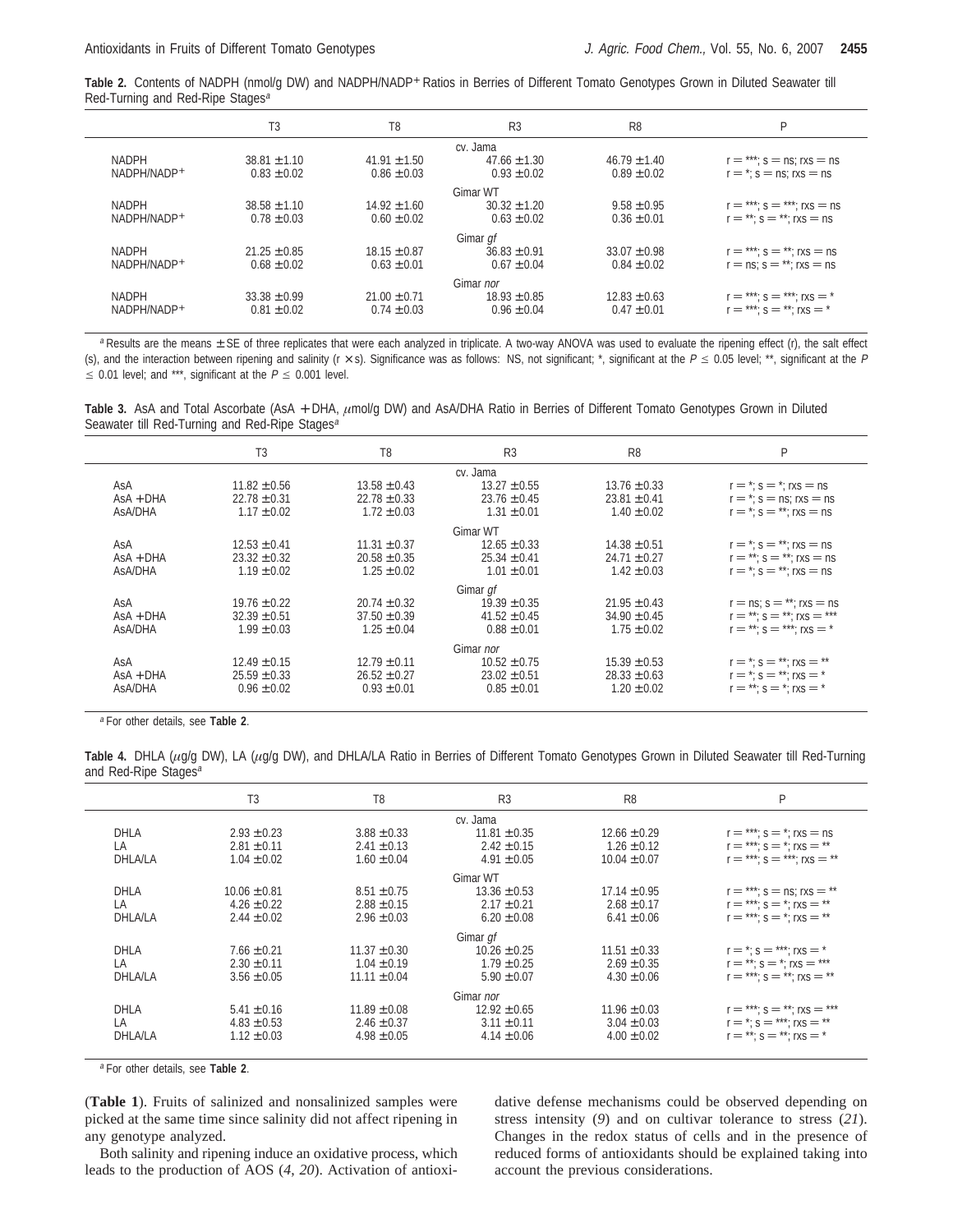**Table 2.** Contents of NADPH (nmol/g DW) and NADPH/$NADP^+$ Ratios in Berries of Different Tomato Genotypes Grown in Diluted Seawater till Red-Turning and Red-Ripe Stages[a]

| | T3 | T8 | R3 | R8 | P |
|---|---|---|---|---|---|
| | | | cv. Jama | | |
| NADPH | 38.81 ± 1.10 | 41.91 ± 1.50 | 47.66 ± 1.30 | 46.79 ± 1.40 | r = ***; s = ns; r×s = ns |
| NADPH/$NADP^+$ | 0.83 ± 0.02 | 0.86 ± 0.03 | 0.93 ± 0.02 | 0.89 ± 0.02 | r = *; s = ns; r×s = ns |
| | | | Gimar WT | | |
| NADPH | 38.58 ± 1.10 | 14.92 ± 1.60 | 30.32 ± 1.20 | 9.58 ± 0.95 | r = ***; s = ***; r×s = ns |
| NADPH/$NADP^+$ | 0.78 ± 0.03 | 0.60 ± 0.02 | 0.63 ± 0.02 | 0.36 ± 0.01 | r = **; s = **; r×s = ns |
| | | | Gimar *gf* | | |
| NADPH | 21.25 ± 0.85 | 18.15 ± 0.87 | 36.83 ± 0.91 | 33.07 ± 0.98 | r = ***; s = **; r×s = ns |
| NADPH/$NADP^+$ | 0.68 ± 0.02 | 0.63 ± 0.01 | 0.67 ± 0.04 | 0.84 ± 0.02 | r = ns; s = **; r×s = ns |
| | | | Gimar *nor* | | |
| NADPH | 33.38 ± 0.99 | 21.00 ± 0.71 | 18.93 ± 0.85 | 12.83 ± 0.63 | r = ***; s = ***; r×s = * |
| NADPH/$NADP^+$ | 0.81 ± 0.02 | 0.74 ± 0.03 | 0.96 ± 0.04 | 0.47 ± 0.01 | r = ***; s = **; r×s = * |

[a] Results are the means ± SE of three replicates that were each analyzed in triplicate. A two-way ANOVA was used to evaluate the ripening effect (r), the salt effect (s), and the interaction between ripening and salinity (r × s). Significance was as follows: NS, not significant; *, significant at the $P \leq 0.05$ level; **, significant at the $P \leq 0.01$ level; and ***, significant at the $P \leq 0.001$ level.

**Table 3.** AsA and Total Ascorbate (AsA + DHA, μmol/g DW) and AsA/DHA Ratio in Berries of Different Tomato Genotypes Grown in Diluted Seawater till Red-Turning and Red-Ripe Stages[a]

| | T3 | T8 | R3 | R8 | P |
|---|---|---|---|---|---|
| | | | cv. Jama | | |
| AsA | 11.82 ± 0.56 | 13.58 ± 0.43 | 13.27 ± 0.55 | 13.76 ± 0.33 | r = *; s = *; r×s = ns |
| AsA + DHA | 22.78 ± 0.31 | 22.78 ± 0.33 | 23.76 ± 0.45 | 23.81 ± 0.41 | r = *; s = ns; r×s = ns |
| AsA/DHA | 1.17 ± 0.02 | 1.72 ± 0.03 | 1.31 ± 0.01 | 1.40 ± 0.02 | r = *; s = **; r×s = ns |
| | | | Gimar WT | | |
| AsA | 12.53 ± 0.41 | 11.31 ± 0.37 | 12.65 ± 0.33 | 14.38 ± 0.51 | r = *; s = **; r×s = ns |
| AsA + DHA | 23.32 ± 0.32 | 20.58 ± 0.35 | 25.34 ± 0.41 | 24.71 ± 0.27 | r = **; s = **; r×s = ns |
| AsA/DHA | 1.19 ± 0.02 | 1.25 ± 0.02 | 1.01 ± 0.01 | 1.42 ± 0.03 | r = *; s = **; r×s = ns |
| | | | Gimar *gf* | | |
| AsA | 19.76 ± 0.22 | 20.74 ± 0.32 | 19.39 ± 0.35 | 21.95 ± 0.43 | r = ns; s = **; r×s = ns |
| AsA + DHA | 32.39 ± 0.51 | 37.50 ± 0.39 | 41.52 ± 0.45 | 34.90 ± 0.45 | r = **; s = **; r×s = *** |
| AsA/DHA | 1.99 ± 0.03 | 1.25 ± 0.04 | 0.88 ± 0.01 | 1.75 ± 0.02 | r = **; s = ***; r×s = * |
| | | | Gimar *nor* | | |
| AsA | 12.49 ± 0.15 | 12.79 ± 0.11 | 10.52 ± 0.75 | 15.39 ± 0.53 | r = *; s = **; r×s = ** |
| AsA + DHA | 25.59 ± 0.33 | 26.52 ± 0.27 | 23.02 ± 0.51 | 28.33 ± 0.63 | r = *; s = **; r×s = * |
| AsA/DHA | 0.96 ± 0.02 | 0.93 ± 0.01 | 0.85 ± 0.01 | 1.20 ± 0.02 | r = **; s = *; r×s = * |

[a] For other details, see **Table 2**.

**Table 4.** DHLA (μg/g DW), LA (μg/g DW), and DHLA/LA Ratio in Berries of Different Tomato Genotypes Grown in Diluted Seawater till Red-Turning and Red-Ripe Stages[a]

| | T3 | T8 | R3 | R8 | P |
|---|---|---|---|---|---|
| | | | cv. Jama | | |
| DHLA | 2.93 ± 0.23 | 3.88 ± 0.33 | 11.81 ± 0.35 | 12.66 ± 0.29 | r = ***; s = *; r×s = ns |
| LA | 2.81 ± 0.11 | 2.41 ± 0.13 | 2.42 ± 0.15 | 1.26 ± 0.12 | r = ***; s = *; r×s = ** |
| DHLA/LA | 1.04 ± 0.02 | 1.60 ± 0.04 | 4.91 ± 0.05 | 10.04 ± 0.07 | r = ***; s = ***; r×s = ** |
| | | | Gimar WT | | |
| DHLA | 10.06 ± 0.81 | 8.51 ± 0.75 | 13.36 ± 0.53 | 17.14 ± 0.95 | r = ***; s = ns; r×s = ** |
| LA | 4.26 ± 0.22 | 2.88 ± 0.15 | 2.17 ± 0.21 | 2.68 ± 0.17 | r = ***; s = *; r×s = ** |
| DHLA/LA | 2.44 ± 0.02 | 2.96 ± 0.03 | 6.20 ± 0.08 | 6.41 ± 0.06 | r = ***; s = *; r×s = ** |
| | | | Gimar *gf* | | |
| DHLA | 7.66 ± 0.21 | 11.37 ± 0.30 | 10.26 ± 0.25 | 11.51 ± 0.33 | r = *; s = ***; r×s = * |
| LA | 2.30 ± 0.11 | 1.04 ± 0.19 | 1.79 ± 0.25 | 2.69 ± 0.35 | r = **; s = *; r×s = *** |
| DHLA/LA | 3.56 ± 0.05 | 11.11 ± 0.04 | 5.90 ± 0.07 | 4.30 ± 0.06 | r = ***; s = **; r×s = ** |
| | | | Gimar *nor* | | |
| DHLA | 5.41 ± 0.16 | 11.89 ± 0.08 | 12.92 ± 0.65 | 11.96 ± 0.03 | r = ***; s = **; r×s = *** |
| LA | 4.83 ± 0.53 | 2.46 ± 0.37 | 3.11 ± 0.11 | 3.04 ± 0.03 | r = *; s = ***; r×s = ** |
| DHLA/LA | 1.12 ± 0.03 | 4.98 ± 0.05 | 4.14 ± 0.06 | 4.00 ± 0.02 | r = **; s = **; r×s = * |

[a] For other details, see **Table 2**.

(**Table 1**). Fruits of salinized and nonsalinized samples were picked at the same time since salinity did not affect ripening in any genotype analyzed.

Both salinity and ripening induce an oxidative process, which leads to the production of AOS (*4*, *20*). Activation of antioxidative defense mechanisms could be observed depending on stress intensity (*9*) and on cultivar tolerance to stress (*21*). Changes in the redox status of cells and in the presence of reduced forms of antioxidants should be explained taking into account the previous considerations.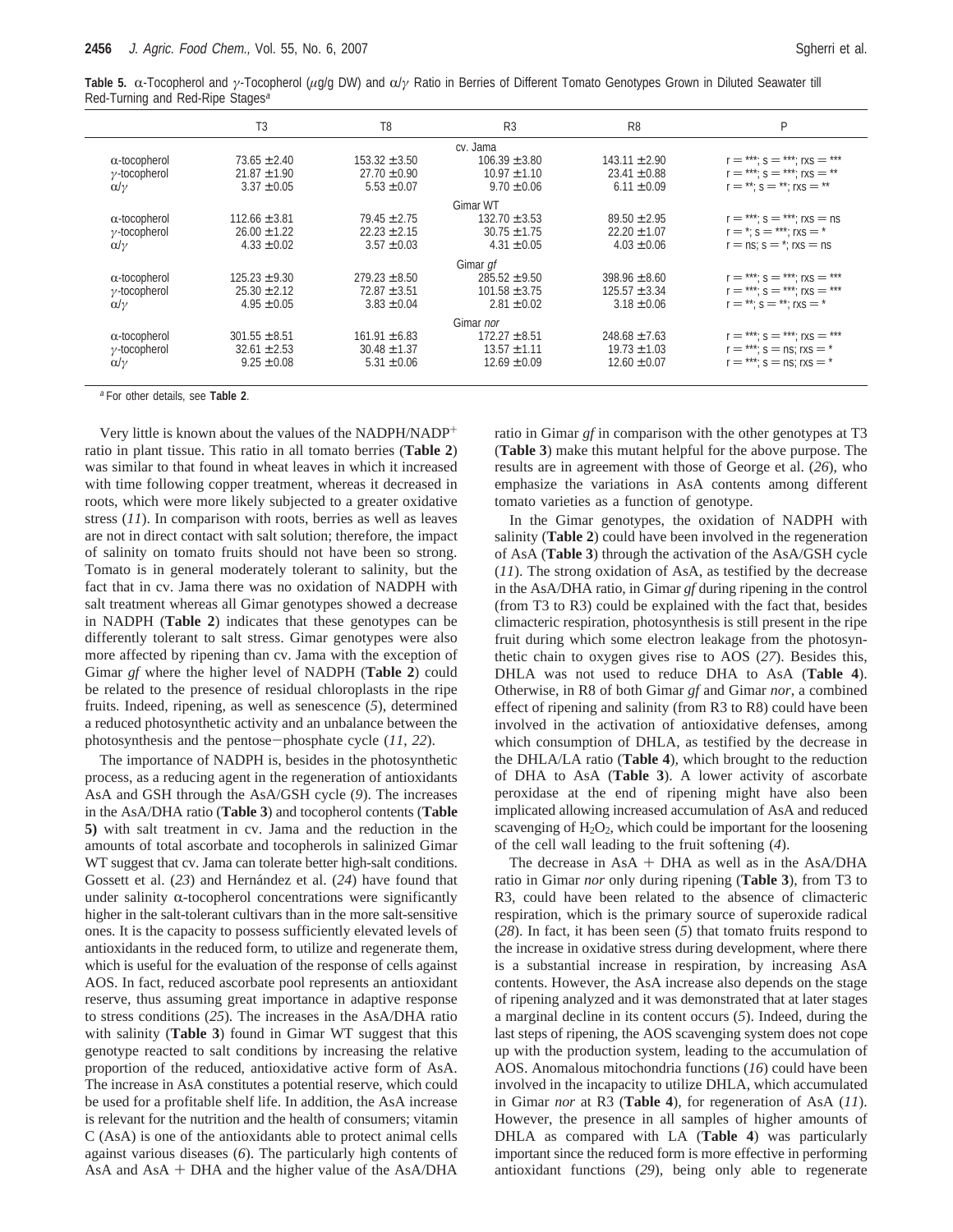**Table 5.** α-Tocopherol and γ-Tocopherol (μg/g DW) and α/γ Ratio in Berries of Different Tomato Genotypes Grown in Diluted Seawater till Red-Turning and Red-Ripe Stages[a]

| | T3 | T8 | R3 | R8 | P |
|---|---|---|---|---|---|
| | | | cv. Jama | | |
| α-tocopherol | 73.65 ± 2.40 | 153.32 ± 3.50 | 106.39 ± 3.80 | 143.11 ± 2.90 | r = ***; s = ***; rxs = *** |
| γ-tocopherol | 21.87 ± 1.90 | 27.70 ± 0.90 | 10.97 ± 1.10 | 23.41 ± 0.88 | r = ***; s = ***; rxs = ** |
| α/γ | 3.37 ± 0.05 | 5.53 ± 0.07 | 9.70 ± 0.06 | 6.11 ± 0.09 | r = **; s = **; rxs = ** |
| | | | Gimar WT | | |
| α-tocopherol | 112.66 ± 3.81 | 79.45 ± 2.75 | 132.70 ± 3.53 | 89.50 ± 2.95 | r = ***; s = ***; rxs = ns |
| γ-tocopherol | 26.00 ± 1.22 | 22.23 ± 2.15 | 30.75 ± 1.75 | 22.20 ± 1.07 | r = *; s = ***; rxs = * |
| α/γ | 4.33 ± 0.02 | 3.57 ± 0.03 | 4.31 ± 0.05 | 4.03 ± 0.06 | r = ns; s = *; rxs = ns |
| | | | Gimar *gf* | | |
| α-tocopherol | 125.23 ± 9.30 | 279.23 ± 8.50 | 285.52 ± 9.50 | 398.96 ± 8.60 | r = ***; s = ***; rxs = *** |
| γ-tocopherol | 25.30 ± 2.12 | 72.87 ± 3.51 | 101.58 ± 3.75 | 125.57 ± 3.34 | r = ***; s = ***; rxs = *** |
| α/γ | 4.95 ± 0.05 | 3.83 ± 0.04 | 2.81 ± 0.02 | 3.18 ± 0.06 | r = **; s = **; rxs = * |
| | | | Gimar *nor* | | |
| α-tocopherol | 301.55 ± 8.51 | 161.91 ± 6.83 | 172.27 ± 8.51 | 248.68 ± 7.63 | r = ***; s = ***; rxs = *** |
| γ-tocopherol | 32.61 ± 2.53 | 30.48 ± 1.37 | 13.57 ± 1.11 | 19.73 ± 1.03 | r = ***; s = ns; rxs = * |
| α/γ | 9.25 ± 0.08 | 5.31 ± 0.06 | 12.69 ± 0.09 | 12.60 ± 0.07 | r = ***; s = ns; rxs = * |

[a] For other details, see **Table 2**.

Very little is known about the values of the $NADPH/NADP^+$ ratio in plant tissue. This ratio in all tomato berries (**Table 2**) was similar to that found in wheat leaves in which it increased with time following copper treatment, whereas it decreased in roots, which were more likely subjected to a greater oxidative stress (*11*). In comparison with roots, berries as well as leaves are not in direct contact with salt solution; therefore, the impact of salinity on tomato fruits should not have been so strong. Tomato is in general moderately tolerant to salinity, but the fact that in cv. Jama there was no oxidation of NADPH with salt treatment whereas all Gimar genotypes showed a decrease in NADPH (**Table 2**) indicates that these genotypes can be differently tolerant to salt stress. Gimar genotypes were also more affected by ripening than cv. Jama with the exception of Gimar *gf* where the higher level of NADPH (**Table 2**) could be related to the presence of residual chloroplasts in the ripe fruits. Indeed, ripening, as well as senescence (*5*), determined a reduced photosynthetic activity and an unbalance between the photosynthesis and the pentose−phosphate cycle (*11*, *22*).

The importance of NADPH is, besides in the photosynthetic process, as a reducing agent in the regeneration of antioxidants AsA and GSH through the AsA/GSH cycle (*9*). The increases in the AsA/DHA ratio (**Table 3**) and tocopherol contents (**Table 5)** with salt treatment in cv. Jama and the reduction in the amounts of total ascorbate and tocopherols in salinized Gimar WT suggest that cv. Jama can tolerate better high-salt conditions. Gossett et al. (*23*) and Hernández et al. (*24*) have found that under salinity α-tocopherol concentrations were significantly higher in the salt-tolerant cultivars than in the more salt-sensitive ones. It is the capacity to possess sufficiently elevated levels of antioxidants in the reduced form, to utilize and regenerate them, which is useful for the evaluation of the response of cells against AOS. In fact, reduced ascorbate pool represents an antioxidant reserve, thus assuming great importance in adaptive response to stress conditions (*25*). The increases in the AsA/DHA ratio with salinity (**Table 3**) found in Gimar WT suggest that this genotype reacted to salt conditions by increasing the relative proportion of the reduced, antioxidative active form of AsA. The increase in AsA constitutes a potential reserve, which could be used for a profitable shelf life. In addition, the AsA increase is relevant for the nutrition and the health of consumers; vitamin C (AsA) is one of the antioxidants able to protect animal cells against various diseases (*6*). The particularly high contents of AsA and AsA + DHA and the higher value of the AsA/DHA ratio in Gimar *gf* in comparison with the other genotypes at T3 (**Table 3**) make this mutant helpful for the above purpose. The results are in agreement with those of George et al. (*26*), who emphasize the variations in AsA contents among different tomato varieties as a function of genotype.

In the Gimar genotypes, the oxidation of NADPH with salinity (**Table 2**) could have been involved in the regeneration of AsA (**Table 3**) through the activation of the AsA/GSH cycle (*11*). The strong oxidation of AsA, as testified by the decrease in the AsA/DHA ratio, in Gimar *gf* during ripening in the control (from T3 to R3) could be explained with the fact that, besides climacteric respiration, photosynthesis is still present in the ripe fruit during which some electron leakage from the photosynthetic chain to oxygen gives rise to AOS (*27*). Besides this, DHLA was not used to reduce DHA to AsA (**Table 4**). Otherwise, in R8 of both Gimar *gf* and Gimar *nor*, a combined effect of ripening and salinity (from R3 to R8) could have been involved in the activation of antioxidative defenses, among which consumption of DHLA, as testified by the decrease in the DHLA/LA ratio (**Table 4**), which brought to the reduction of DHA to AsA (**Table 3**). A lower activity of ascorbate peroxidase at the end of ripening might have also been implicated allowing increased accumulation of AsA and reduced scavenging of $H_2O_2$, which could be important for the loosening of the cell wall leading to the fruit softening (*4*).

The decrease in AsA + DHA as well as in the AsA/DHA ratio in Gimar *nor* only during ripening (**Table 3**), from T3 to R3, could have been related to the absence of climacteric respiration, which is the primary source of superoxide radical (*28*). In fact, it has been seen (*5*) that tomato fruits respond to the increase in oxidative stress during development, where there is a substantial increase in respiration, by increasing AsA contents. However, the AsA increase also depends on the stage of ripening analyzed and it was demonstrated that at later stages a marginal decline in its content occurs (*5*). Indeed, during the last steps of ripening, the AOS scavenging system does not cope up with the production system, leading to the accumulation of AOS. Anomalous mitochondria functions (*16*) could have been involved in the incapacity to utilize DHLA, which accumulated in Gimar *nor* at R3 (**Table 4**), for regeneration of AsA (*11*). However, the presence in all samples of higher amounts of DHLA as compared with LA (**Table 4**) was particularly important since the reduced form is more effective in performing antioxidant functions (*29*), being only able to regenerate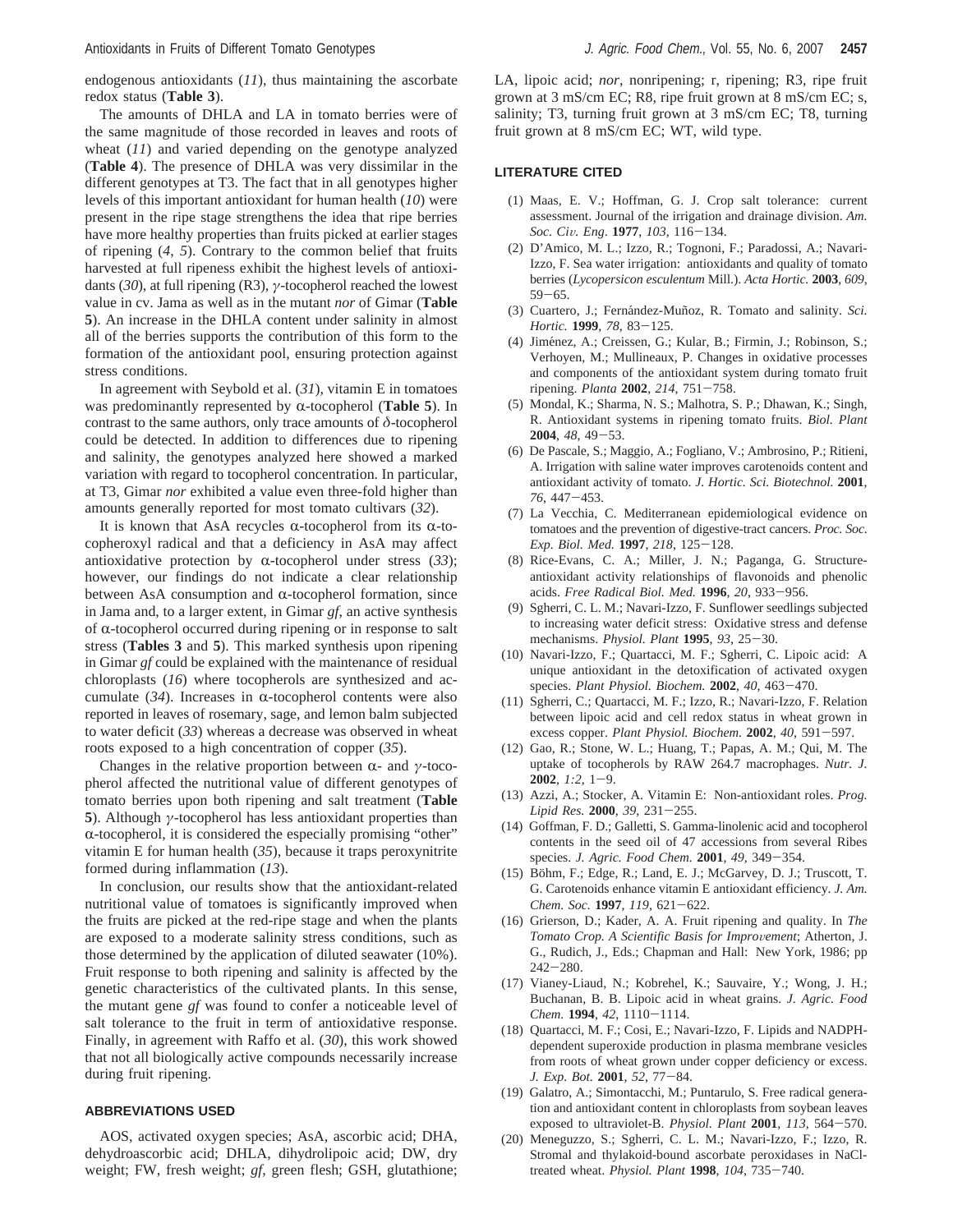endogenous antioxidants (*11*), thus maintaining the ascorbate redox status (**Table 3**).

The amounts of DHLA and LA in tomato berries were of the same magnitude of those recorded in leaves and roots of wheat (*11*) and varied depending on the genotype analyzed (**Table 4**). The presence of DHLA was very dissimilar in the different genotypes at T3. The fact that in all genotypes higher levels of this important antioxidant for human health (*10*) were present in the ripe stage strengthens the idea that ripe berries have more healthy properties than fruits picked at earlier stages of ripening (*4*, *5*). Contrary to the common belief that fruits harvested at full ripeness exhibit the highest levels of antioxidants (*30*), at full ripening (R3), γ-tocopherol reached the lowest value in cv. Jama as well as in the mutant *nor* of Gimar (**Table 5**). An increase in the DHLA content under salinity in almost all of the berries supports the contribution of this form to the formation of the antioxidant pool, ensuring protection against stress conditions.

In agreement with Seybold et al. (*31*), vitamin E in tomatoes was predominantly represented by α-tocopherol (**Table 5**). In contrast to the same authors, only trace amounts of δ-tocopherol could be detected. In addition to differences due to ripening and salinity, the genotypes analyzed here showed a marked variation with regard to tocopherol concentration. In particular, at T3, Gimar *nor* exhibited a value even three-fold higher than amounts generally reported for most tomato cultivars (*32*).

It is known that AsA recycles α-tocopherol from its α-tocopheroxyl radical and that a deficiency in AsA may affect antioxidative protection by α-tocopherol under stress (*33*); however, our findings do not indicate a clear relationship between AsA consumption and α-tocopherol formation, since in Jama and, to a larger extent, in Gimar *gf*, an active synthesis of α-tocopherol occurred during ripening or in response to salt stress (**Tables 3** and **5**). This marked synthesis upon ripening in Gimar *gf* could be explained with the maintenance of residual chloroplasts (*16*) where tocopherols are synthesized and accumulate (*34*). Increases in α-tocopherol contents were also reported in leaves of rosemary, sage, and lemon balm subjected to water deficit (*33*) whereas a decrease was observed in wheat roots exposed to a high concentration of copper (*35*).

Changes in the relative proportion between α- and γ-tocopherol affected the nutritional value of different genotypes of tomato berries upon both ripening and salt treatment (**Table 5**). Although γ-tocopherol has less antioxidant properties than α-tocopherol, it is considered the especially promising "other" vitamin E for human health (*35*), because it traps peroxynitrite formed during inflammation (*13*).

In conclusion, our results show that the antioxidant-related nutritional value of tomatoes is significantly improved when the fruits are picked at the red-ripe stage and when the plants are exposed to a moderate salinity stress conditions, such as those determined by the application of diluted seawater (10%). Fruit response to both ripening and salinity is affected by the genetic characteristics of the cultivated plants. In this sense, the mutant gene *gf* was found to confer a noticeable level of salt tolerance to the fruit in term of antioxidative response. Finally, in agreement with Raffo et al. (*30*), this work showed that not all biologically active compounds necessarily increase during fruit ripening.

## ABBREVIATIONS USED

AOS, activated oxygen species; AsA, ascorbic acid; DHA, dehydroascorbic acid; DHLA, dihydrolipoic acid; DW, dry weight; FW, fresh weight; *gf*, green flesh; GSH, glutathione; LA, lipoic acid; *nor*, nonripening; r, ripening; R3, ripe fruit grown at 3 mS/cm EC; R8, ripe fruit grown at 8 mS/cm EC; s, salinity; T3, turning fruit grown at 3 mS/cm EC; T8, turning fruit grown at 8 mS/cm EC; WT, wild type.

## LITERATURE CITED

(1) Maas, E. V.; Hoffman, G. J. Crop salt tolerance: current assessment. Journal of the irrigation and drainage division. *Am. Soc. Civ. Eng.* **1977**, *103*, 116−134.

(2) D'Amico, M. L.; Izzo, R.; Tognoni, F.; Paradossi, A.; Navari-Izzo, F. Sea water irrigation: antioxidants and quality of tomato berries (*Lycopersicon esculentum* Mill.). *Acta Hortic.* **2003**, *609*, 59−65.

(3) Cuartero, J.; Fernández-Muñoz, R. Tomato and salinity. *Sci. Hortic.* **1999**, *78*, 83−125.

(4) Jiménez, A.; Creissen, G.; Kular, B.; Firmin, J.; Robinson, S.; Verhoyen, M.; Mullineaux, P. Changes in oxidative processes and components of the antioxidant system during tomato fruit ripening. *Planta* **2002**, *214*, 751−758.

(5) Mondal, K.; Sharma, N. S.; Malhotra, S. P.; Dhawan, K.; Singh, R. Antioxidant systems in ripening tomato fruits. *Biol. Plant* **2004**, *48*, 49−53.

(6) De Pascale, S.; Maggio, A.; Fogliano, V.; Ambrosino, P.; Ritieni, A. Irrigation with saline water improves carotenoids content and antioxidant activity of tomato. *J. Hortic. Sci. Biotechnol.* **2001**, *76*, 447−453.

(7) La Vecchia, C. Mediterranean epidemiological evidence on tomatoes and the prevention of digestive-tract cancers. *Proc. Soc. Exp. Biol. Med.* **1997**, *218*, 125−128.

(8) Rice-Evans, C. A.; Miller, J. N.; Paganga, G. Structure-antioxidant activity relationships of flavonoids and phenolic acids. *Free Radical Biol. Med.* **1996**, *20*, 933−956.

(9) Sgherri, C. L. M.; Navari-Izzo, F. Sunflower seedlings subjected to increasing water deficit stress: Oxidative stress and defense mechanisms. *Physiol. Plant* **1995**, *93*, 25−30.

(10) Navari-Izzo, F.; Quartacci, M. F.; Sgherri, C. Lipoic acid: A unique antioxidant in the detoxification of activated oxygen species. *Plant Physiol. Biochem.* **2002**, *40*, 463−470.

(11) Sgherri, C.; Quartacci, M. F.; Izzo, R.; Navari-Izzo, F. Relation between lipoic acid and cell redox status in wheat grown in excess copper. *Plant Physiol. Biochem.* **2002**, *40*, 591−597.

(12) Gao, R.; Stone, W. L.; Huang, T.; Papas, A. M.; Qui, M. The uptake of tocopherols by RAW 264.7 macrophages. *Nutr. J.* **2002**, *1:2*, 1−9.

(13) Azzi, A.; Stocker, A. Vitamin E: Non-antioxidant roles. *Prog. Lipid Res.* **2000**, *39*, 231−255.

(14) Goffman, F. D.; Galletti, S. Gamma-linolenic acid and tocopherol contents in the seed oil of 47 accessions from several Ribes species. *J. Agric. Food Chem.* **2001**, *49*, 349−354.

(15) Böhm, F.; Edge, R.; Land, E. J.; McGarvey, D. J.; Truscott, T. G. Carotenoids enhance vitamin E antioxidant efficiency. *J. Am. Chem. Soc.* **1997**, *119*, 621−622.

(16) Grierson, D.; Kader, A. A. Fruit ripening and quality. In *The Tomato Crop. A Scientific Basis for Improvement*; Atherton, J. G., Rudich, J., Eds.; Chapman and Hall: New York, 1986; pp 242−280.

(17) Vianey-Liaud, N.; Kobrehel, K.; Sauvaire, Y.; Wong, J. H.; Buchanan, B. B. Lipoic acid in wheat grains. *J. Agric. Food Chem.* **1994**, *42*, 1110−1114.

(18) Quartacci, M. F.; Cosi, E.; Navari-Izzo, F. Lipids and NADPH-dependent superoxide production in plasma membrane vesicles from roots of wheat grown under copper deficiency or excess. *J. Exp. Bot.* **2001**, *52*, 77−84.

(19) Galatro, A.; Simontacchi, M.; Puntarulo, S. Free radical generation and antioxidant content in chloroplasts from soybean leaves exposed to ultraviolet-B. *Physiol. Plant* **2001**, *113*, 564−570.

(20) Meneguzzo, S.; Sgherri, C. L. M.; Navari-Izzo, F.; Izzo, R. Stromal and thylakoid-bound ascorbate peroxidases in NaCl-treated wheat. *Physiol. Plant* **1998**, *104*, 735−740.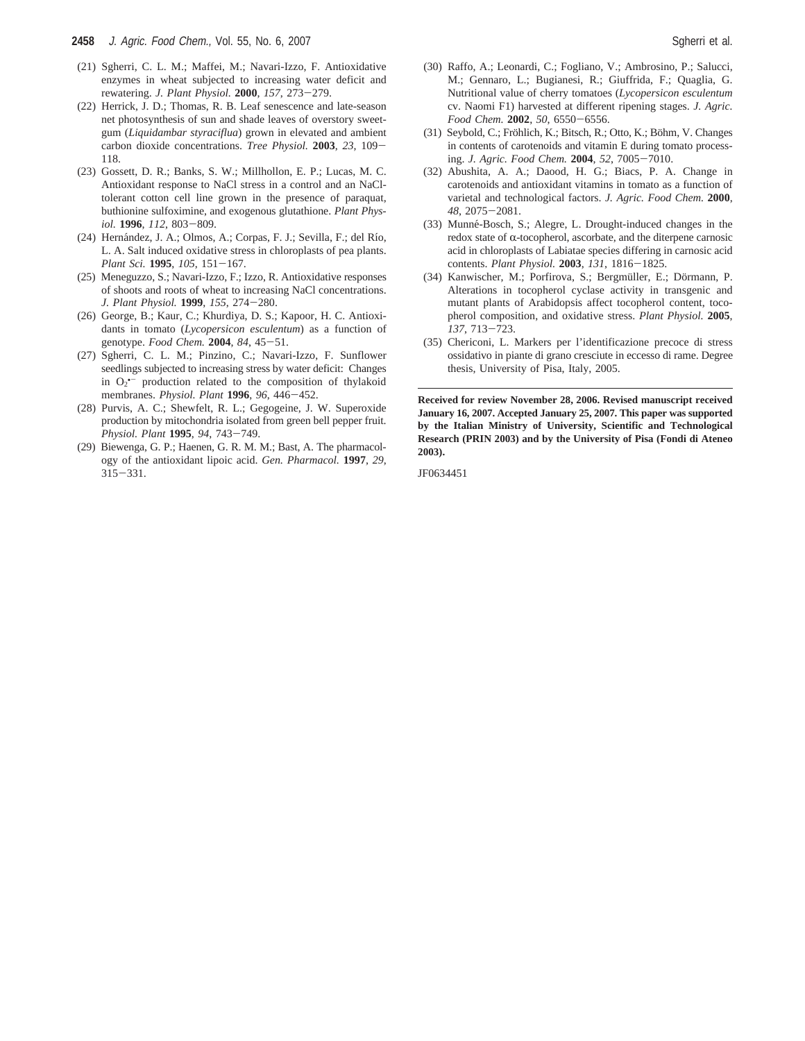(21) Sgherri, C. L. M.; Maffei, M.; Navari-Izzo, F. Antioxidative enzymes in wheat subjected to increasing water deficit and rewatering. *J. Plant Physiol.* **2000**, *157*, 273−279.

(22) Herrick, J. D.; Thomas, R. B. Leaf senescence and late-season net photosynthesis of sun and shade leaves of overstory sweetgum (*Liquidambar styraciflua*) grown in elevated and ambient carbon dioxide concentrations. *Tree Physiol.* **2003**, *23*, 109−118.

(23) Gossett, D. R.; Banks, S. W.; Millhollon, E. P.; Lucas, M. C. Antioxidant response to NaCl stress in a control and an NaCl-tolerant cotton cell line grown in the presence of paraquat, buthionine sulfoximine, and exogenous glutathione. *Plant Physiol.* **1996**, *112*, 803−809.

(24) Hernández, J. A.; Olmos, A.; Corpas, F. J.; Sevilla, F.; del Río, L. A. Salt induced oxidative stress in chloroplasts of pea plants. *Plant Sci.* **1995**, *105*, 151−167.

(25) Meneguzzo, S.; Navari-Izzo, F.; Izzo, R. Antioxidative responses of shoots and roots of wheat to increasing NaCl concentrations. *J. Plant Physiol.* **1999**, *155*, 274−280.

(26) George, B.; Kaur, C.; Khurdiya, D. S.; Kapoor, H. C. Antioxidants in tomato (*Lycopersicon esculentum*) as a function of genotype. *Food Chem.* **2004**, *84*, 45−51.

(27) Sgherri, C. L. M.; Pinzino, C.; Navari-Izzo, F. Sunflower seedlings subjected to increasing stress by water deficit: Changes in $O_2^{\bullet-}$ production related to the composition of thylakoid membranes. *Physiol. Plant* **1996**, *96*, 446−452.

(28) Purvis, A. C.; Shewfelt, R. L.; Gegogeine, J. W. Superoxide production by mitochondria isolated from green bell pepper fruit. *Physiol. Plant* **1995**, *94*, 743−749.

(29) Biewenga, G. P.; Haenen, G. R. M. M.; Bast, A. The pharmacology of the antioxidant lipoic acid. *Gen. Pharmacol.* **1997**, *29*, 315−331.

(30) Raffo, A.; Leonardi, C.; Fogliano, V.; Ambrosino, P.; Salucci, M.; Gennaro, L.; Bugianesi, R.; Giuffrida, F.; Quaglia, G. Nutritional value of cherry tomatoes (*Lycopersicon esculentum* cv. Naomi F1) harvested at different ripening stages. *J. Agric. Food Chem.* **2002**, *50*, 6550−6556.

(31) Seybold, C.; Fröhlich, K.; Bitsch, R.; Otto, K.; Böhm, V. Changes in contents of carotenoids and vitamin E during tomato processing. *J. Agric. Food Chem.* **2004**, *52*, 7005−7010.

(32) Abushita, A. A.; Daood, H. G.; Biacs, P. A. Change in carotenoids and antioxidant vitamins in tomato as a function of varietal and technological factors. *J. Agric. Food Chem.* **2000**, *48*, 2075−2081.

(33) Munné-Bosch, S.; Alegre, L. Drought-induced changes in the redox state of α-tocopherol, ascorbate, and the diterpene carnosic acid in chloroplasts of Labiatae species differing in carnosic acid contents. *Plant Physiol.* **2003**, *131*, 1816−1825.

(34) Kanwischer, M.; Porfirova, S.; Bergmüller, E.; Dörmann, P. Alterations in tocopherol cyclase activity in transgenic and mutant plants of Arabidopsis affect tocopherol content, tocopherol composition, and oxidative stress. *Plant Physiol.* **2005**, *137*, 713−723.

(35) Chericoni, L. Markers per l'identificazione precoce di stress ossidativo in piante di grano cresciute in eccesso di rame. Degree thesis, University of Pisa, Italy, 2005.

**Received for review November 28, 2006. Revised manuscript received January 16, 2007. Accepted January 25, 2007. This paper was supported by the Italian Ministry of University, Scientific and Technological Research (PRIN 2003) and by the University of Pisa (Fondi di Ateneo 2003).**

JF0634451